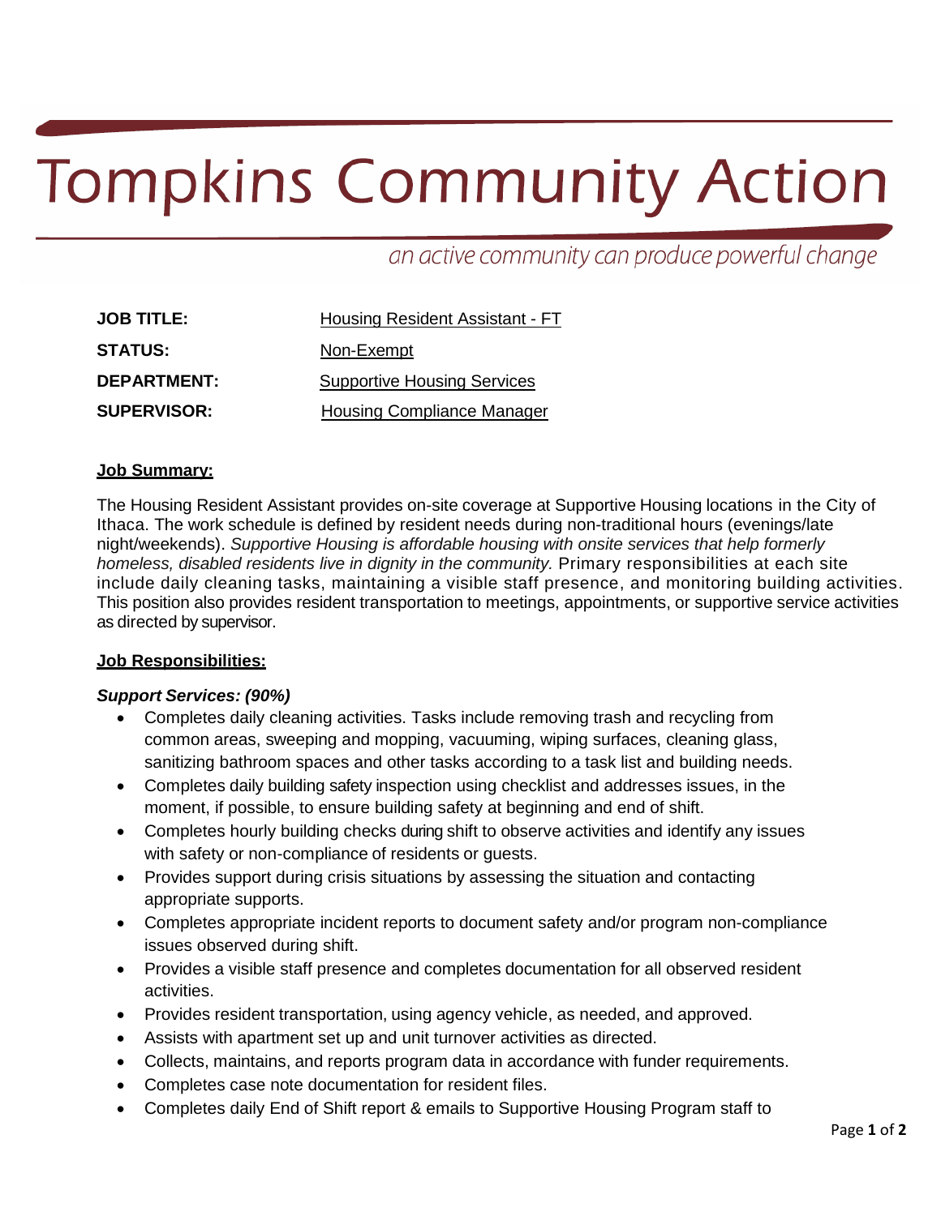# Tompkins Community Action

*an active community can produce powerful change*

| | |
|---|---|
| **JOB TITLE:** | Housing Resident Assistant - FT |
| **STATUS:** | Non-Exempt |
| **DEPARTMENT:** | Supportive Housing Services |
| **SUPERVISOR:** | Housing Compliance Manager |

## Job Summary:

The Housing Resident Assistant provides on-site coverage at Supportive Housing locations in the City of Ithaca. The work schedule is defined by resident needs during non-traditional hours (evenings/late night/weekends). *Supportive Housing is affordable housing with onsite services that help formerly homeless, disabled residents live in dignity in the community.* Primary responsibilities at each site include daily cleaning tasks, maintaining a visible staff presence, and monitoring building activities. This position also provides resident transportation to meetings, appointments, or supportive service activities as directed by supervisor.

## Job Responsibilities:

### *Support Services: (90%)*

- Completes daily cleaning activities. Tasks include removing trash and recycling from common areas, sweeping and mopping, vacuuming, wiping surfaces, cleaning glass, sanitizing bathroom spaces and other tasks according to a task list and building needs.
- Completes daily building safety inspection using checklist and addresses issues, in the moment, if possible, to ensure building safety at beginning and end of shift.
- Completes hourly building checks during shift to observe activities and identify any issues with safety or non-compliance of residents or guests.
- Provides support during crisis situations by assessing the situation and contacting appropriate supports.
- Completes appropriate incident reports to document safety and/or program non-compliance issues observed during shift.
- Provides a visible staff presence and completes documentation for all observed resident activities.
- Provides resident transportation, using agency vehicle, as needed, and approved.
- Assists with apartment set up and unit turnover activities as directed.
- Collects, maintains, and reports program data in accordance with funder requirements.
- Completes case note documentation for resident files.
- Completes daily End of Shift report & emails to Supportive Housing Program staff to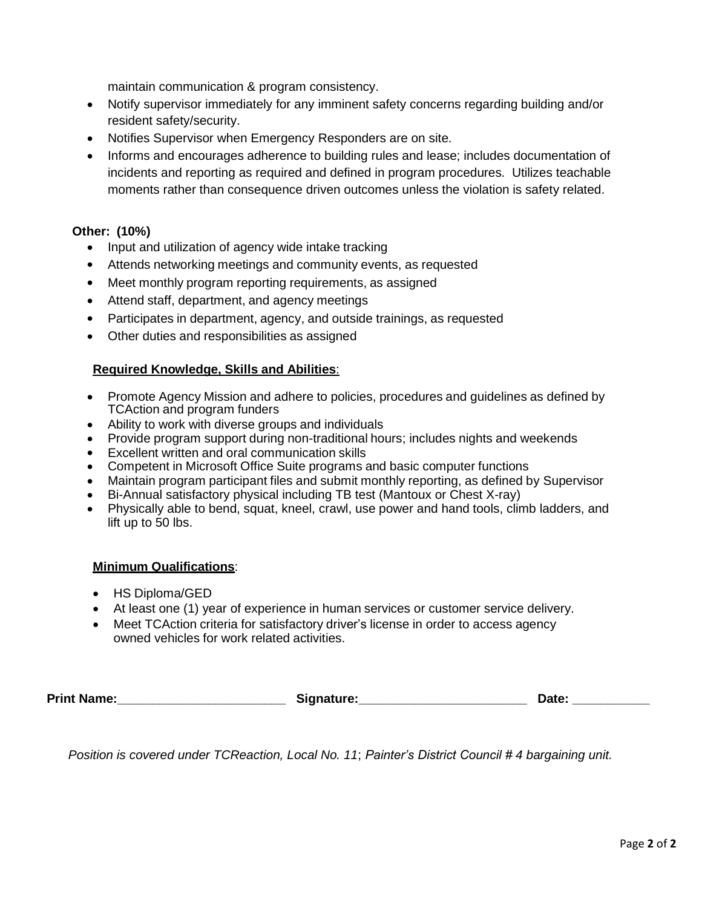maintain communication & program consistency.

- Notify supervisor immediately for any imminent safety concerns regarding building and/or resident safety/security.
- Notifies Supervisor when Emergency Responders are on site.
- Informs and encourages adherence to building rules and lease; includes documentation of incidents and reporting as required and defined in program procedures. Utilizes teachable moments rather than consequence driven outcomes unless the violation is safety related.

**Other: (10%)**

- Input and utilization of agency wide intake tracking
- Attends networking meetings and community events, as requested
- Meet monthly program reporting requirements, as assigned
- Attend staff, department, and agency meetings
- Participates in department, agency, and outside trainings, as requested
- Other duties and responsibilities as assigned

**Required Knowledge, Skills and Abilities**:

- Promote Agency Mission and adhere to policies, procedures and guidelines as defined by TCAction and program funders
- Ability to work with diverse groups and individuals
- Provide program support during non-traditional hours; includes nights and weekends
- Excellent written and oral communication skills
- Competent in Microsoft Office Suite programs and basic computer functions
- Maintain program participant files and submit monthly reporting, as defined by Supervisor
- Bi-Annual satisfactory physical including TB test (Mantoux or Chest X-ray)
- Physically able to bend, squat, kneel, crawl, use power and hand tools, climb ladders, and lift up to 50 lbs.

**Minimum Qualifications**:

- HS Diploma/GED
- At least one (1) year of experience in human services or customer service delivery.
- Meet TCAction criteria for satisfactory driver's license in order to access agency owned vehicles for work related activities.

**Print Name:**________________________ **Signature:**________________________ **Date:** ___________

*Position is covered under TCReaction, Local No. 11*; *Painter's District Council # 4 bargaining unit.*